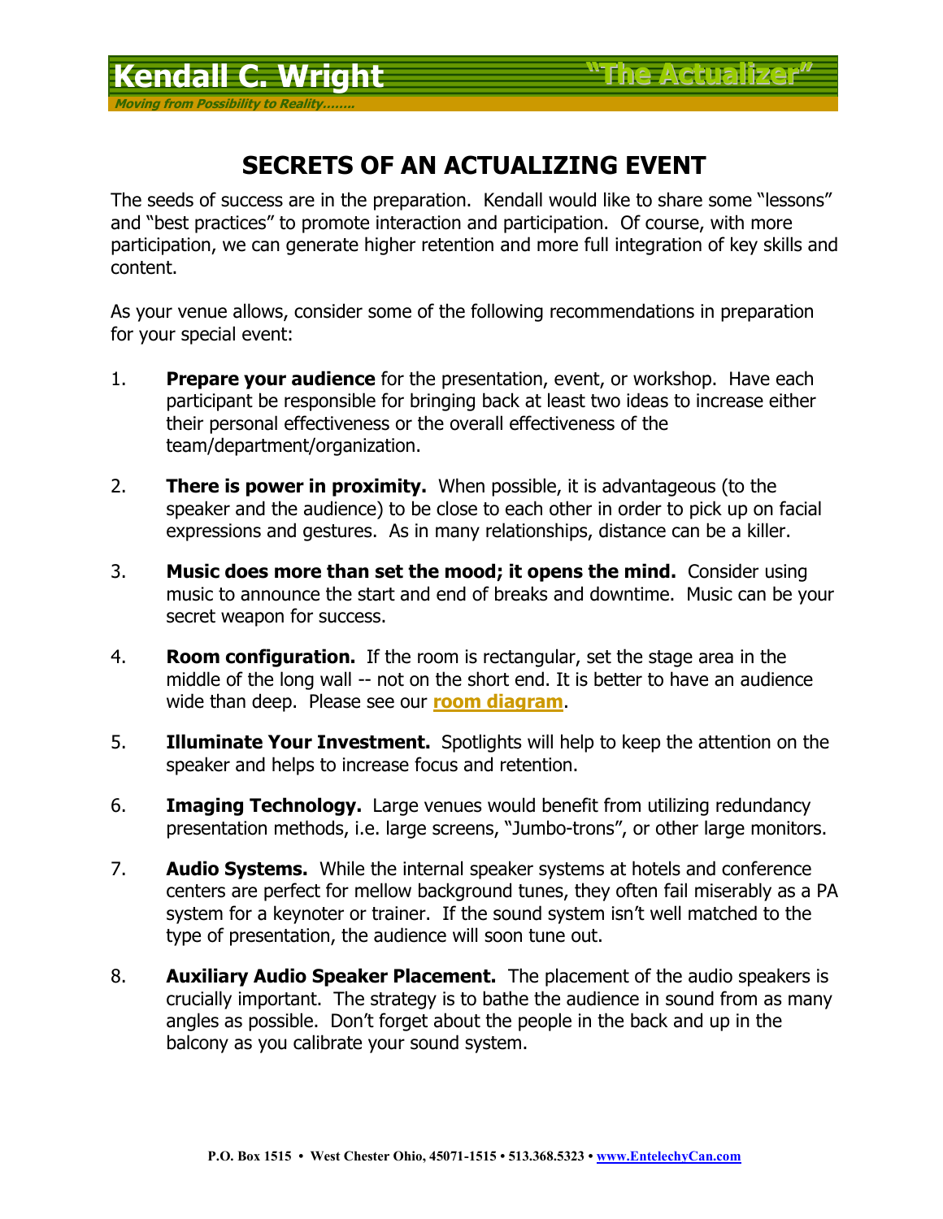**Kendall C. Wright** "The Actualizer"

*Moving from Possibility to Reality……..*

# SECRETS OF AN ACTUALIZING EVENT

The seeds of success are in the preparation. Kendall would like to share some "lessons" and "best practices" to promote interaction and participation. Of course, with more participation, we can generate higher retention and more full integration of key skills and content.

As your venue allows, consider some of the following recommendations in preparation for your special event:

1. **Prepare your audience** for the presentation, event, or workshop. Have each participant be responsible for bringing back at least two ideas to increase either their personal effectiveness or the overall effectiveness of the team/department/organization.

2. **There is power in proximity.** When possible, it is advantageous (to the speaker and the audience) to be close to each other in order to pick up on facial expressions and gestures. As in many relationships, distance can be a killer.

3. **Music does more than set the mood; it opens the mind.** Consider using music to announce the start and end of breaks and downtime. Music can be your secret weapon for success.

4. **Room configuration.** If the room is rectangular, set the stage area in the middle of the long wall -- not on the short end. It is better to have an audience wide than deep. Please see our **room diagram**.

5. **Illuminate Your Investment.** Spotlights will help to keep the attention on the speaker and helps to increase focus and retention.

6. **Imaging Technology.** Large venues would benefit from utilizing redundancy presentation methods, i.e. large screens, "Jumbo-trons", or other large monitors.

7. **Audio Systems.** While the internal speaker systems at hotels and conference centers are perfect for mellow background tunes, they often fail miserably as a PA system for a keynoter or trainer. If the sound system isn't well matched to the type of presentation, the audience will soon tune out.

8. **Auxiliary Audio Speaker Placement.** The placement of the audio speakers is crucially important. The strategy is to bathe the audience in sound from as many angles as possible. Don't forget about the people in the back and up in the balcony as you calibrate your sound system.

P.O. Box 1515 • West Chester Ohio, 45071-1515 • 513.368.5323 • www.EntelechyCan.com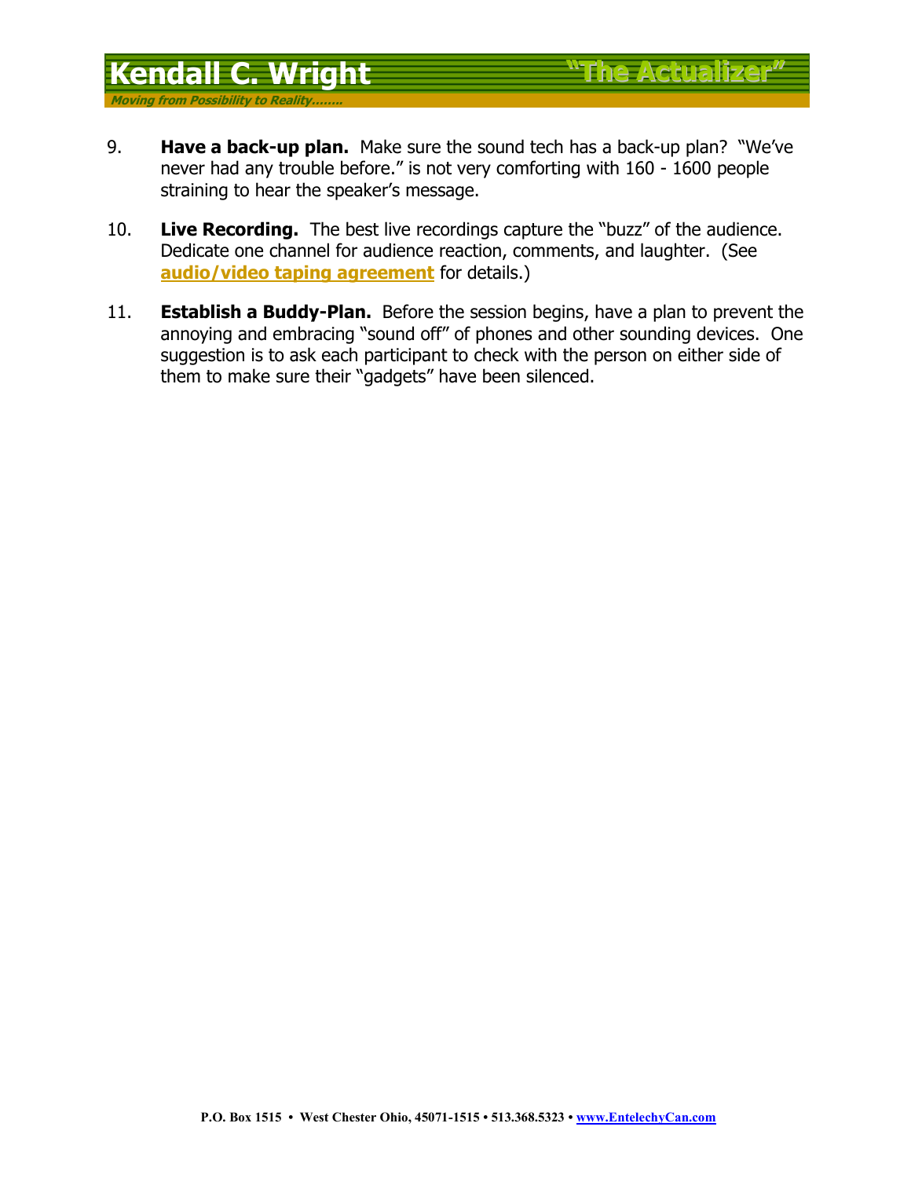9. **Have a back-up plan.** Make sure the sound tech has a back-up plan? "We've never had any trouble before." is not very comforting with 160 - 1600 people straining to hear the speaker's message.

10. **Live Recording.** The best live recordings capture the "buzz" of the audience. Dedicate one channel for audience reaction, comments, and laughter. (See **audio/video taping agreement** for details.)

11. **Establish a Buddy-Plan.** Before the session begins, have a plan to prevent the annoying and embracing "sound off" of phones and other sounding devices. One suggestion is to ask each participant to check with the person on either side of them to make sure their "gadgets" have been silenced.